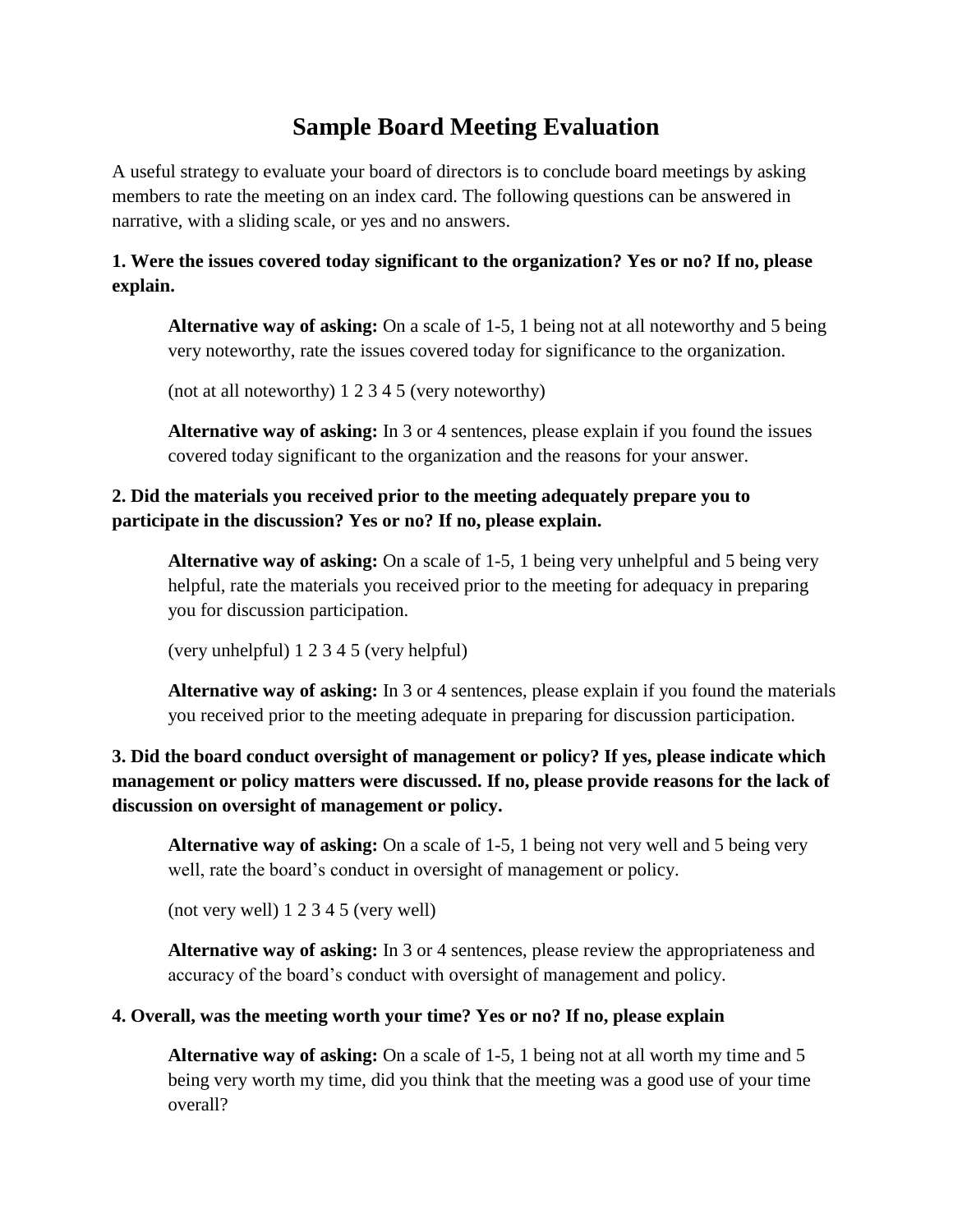# Sample Board Meeting Evaluation

A useful strategy to evaluate your board of directors is to conclude board meetings by asking members to rate the meeting on an index card. The following questions can be answered in narrative, with a sliding scale, or yes and no answers.

**1. Were the issues covered today significant to the organization? Yes or no? If no, please explain.**

> **Alternative way of asking:** On a scale of 1-5, 1 being not at all noteworthy and 5 being very noteworthy, rate the issues covered today for significance to the organization.
>
> (not at all noteworthy) 1 2 3 4 5 (very noteworthy)
>
> **Alternative way of asking:** In 3 or 4 sentences, please explain if you found the issues covered today significant to the organization and the reasons for your answer.

**2. Did the materials you received prior to the meeting adequately prepare you to participate in the discussion? Yes or no? If no, please explain.**

> **Alternative way of asking:** On a scale of 1-5, 1 being very unhelpful and 5 being very helpful, rate the materials you received prior to the meeting for adequacy in preparing you for discussion participation.
>
> (very unhelpful) 1 2 3 4 5 (very helpful)
>
> **Alternative way of asking:** In 3 or 4 sentences, please explain if you found the materials you received prior to the meeting adequate in preparing for discussion participation.

**3. Did the board conduct oversight of management or policy? If yes, please indicate which management or policy matters were discussed. If no, please provide reasons for the lack of discussion on oversight of management or policy.**

> **Alternative way of asking:** On a scale of 1-5, 1 being not very well and 5 being very well, rate the board's conduct in oversight of management or policy.
>
> (not very well) 1 2 3 4 5 (very well)
>
> **Alternative way of asking:** In 3 or 4 sentences, please review the appropriateness and accuracy of the board's conduct with oversight of management and policy.

**4. Overall, was the meeting worth your time? Yes or no? If no, please explain**

> **Alternative way of asking:** On a scale of 1-5, 1 being not at all worth my time and 5 being very worth my time, did you think that the meeting was a good use of your time overall?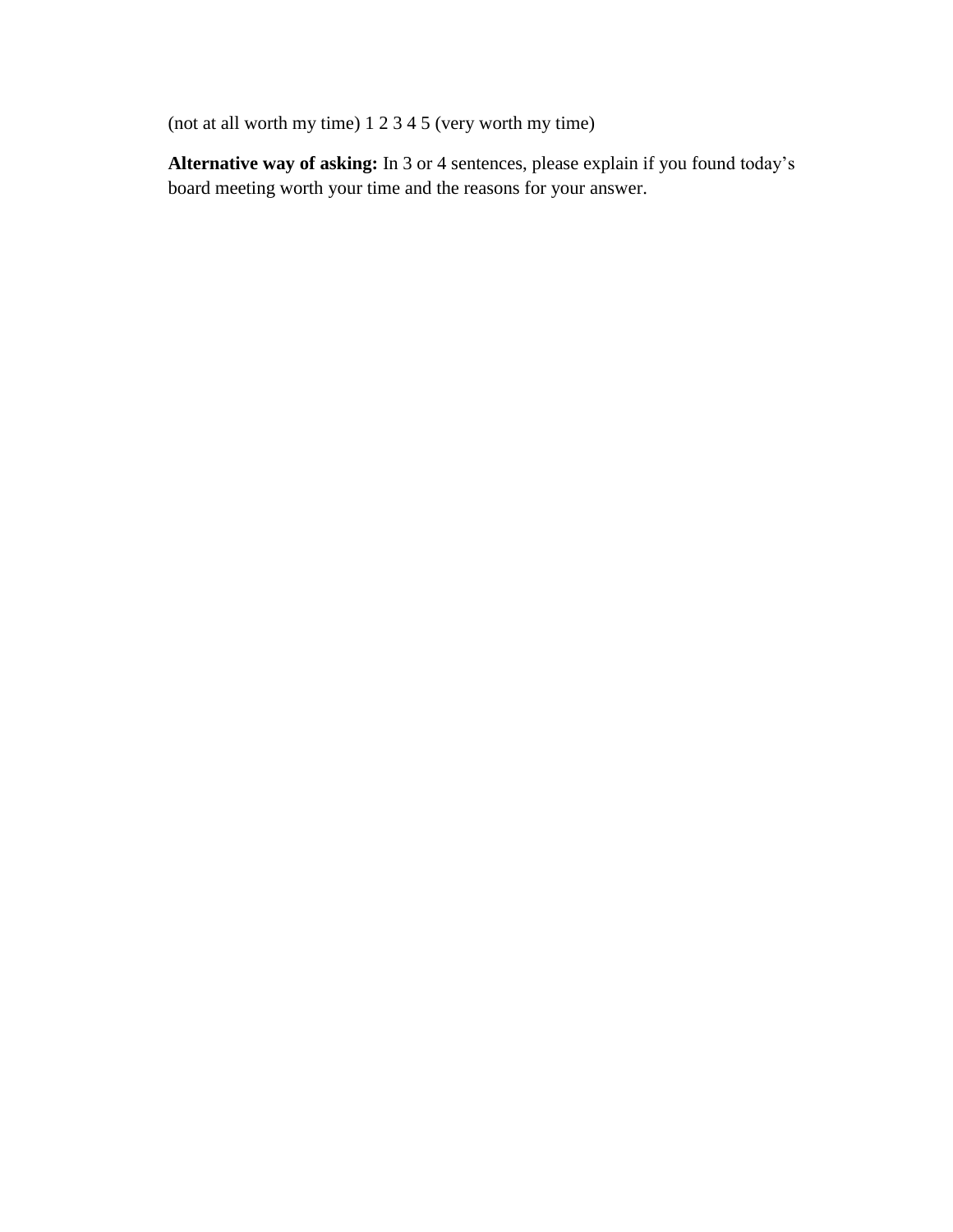(not at all worth my time) 1 2 3 4 5 (very worth my time)

**Alternative way of asking:** In 3 or 4 sentences, please explain if you found today's board meeting worth your time and the reasons for your answer.